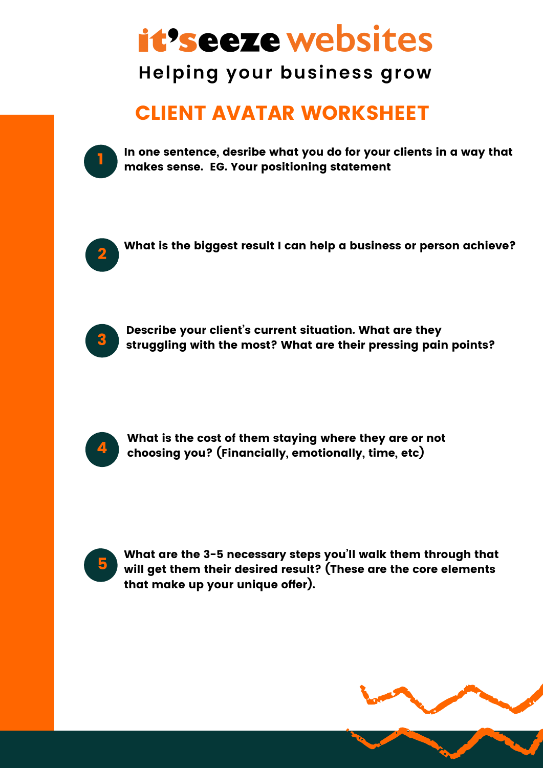# it'seeze websites

Helping your business grow

## CLIENT AVATAR WORKSHEET

1. **In one sentence, desribe what you do for your clients in a way that makes sense. EG. Your positioning statement**

2. **What is the biggest result I can help a business or person achieve?**

3. **Describe your client's current situation. What are they struggling with the most? What are their pressing pain points?**

4. **What is the cost of them staying where they are or not choosing you? (Financially, emotionally, time, etc)**

5. **What are the 3-5 necessary steps you'll walk them through that will get them their desired result? (These are the core elements that make up your unique offer).**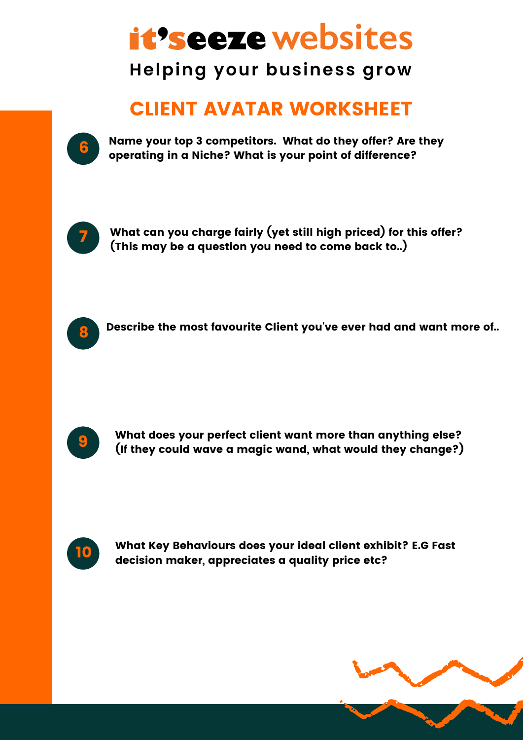# it'seeze websites

Helping your business grow

## CLIENT AVATAR WORKSHEET

**6** **Name your top 3 competitors. What do they offer? Are they operating in a Niche? What is your point of difference?**

**7** **What can you charge fairly (yet still high priced) for this offer? (This may be a question you need to come back to..)**

**8** **Describe the most favourite Client you've ever had and want more of..**

**9** **What does your perfect client want more than anything else? (If they could wave a magic wand, what would they change?)**

**10** **What Key Behaviours does your ideal client exhibit? E.G Fast decision maker, appreciates a quality price etc?**